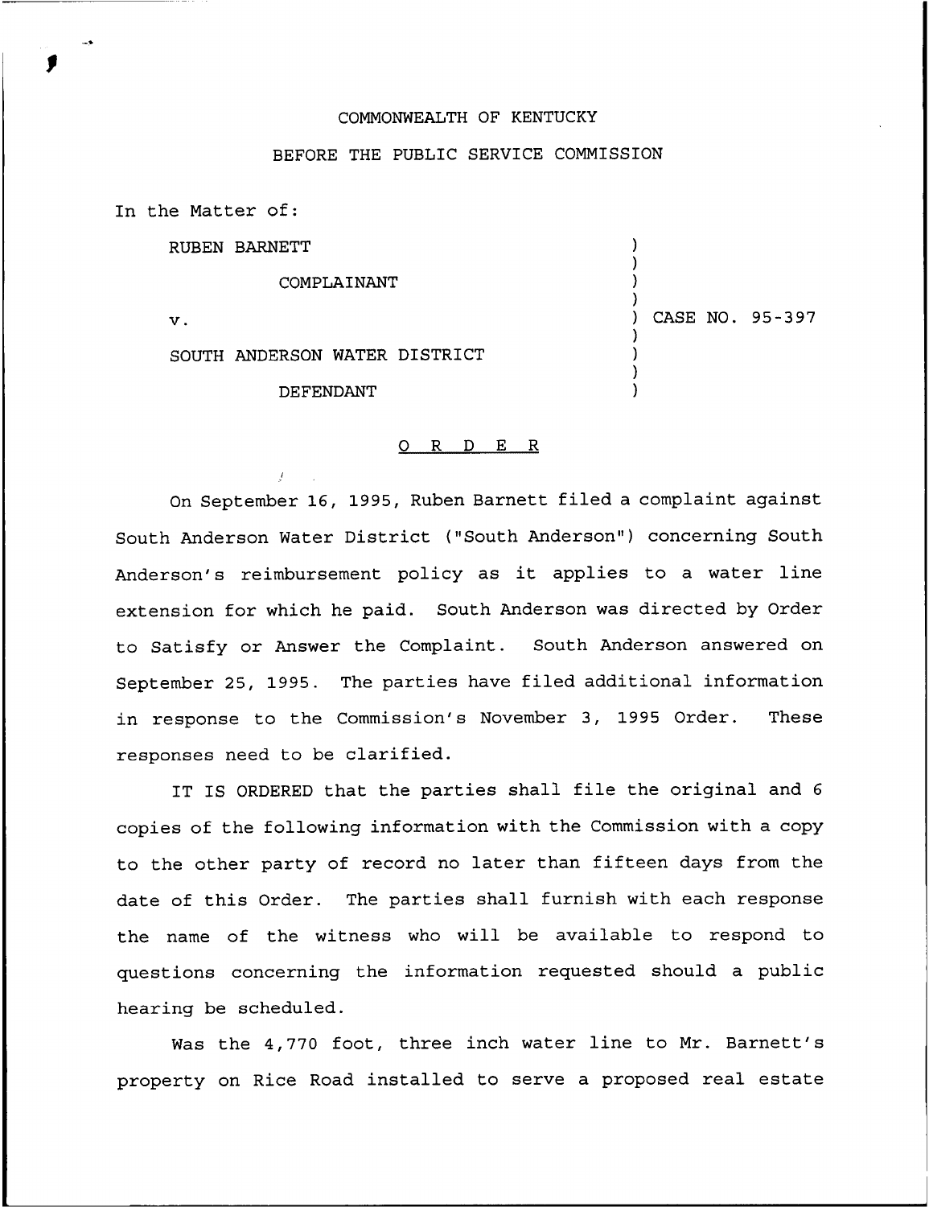COMMONWEALTH OF KENTUCKY

BEFORE THE PUBLIC SERVICE COMMISSION

In the Matter of:

RUBEN BARNETT

COMPLAINANT

v.

SOUTH ANDERSON WATER DISTRICT

DEFENDANT

) CASE NO. 95-397

## O R D E R

On September 16, 1995, Ruben Barnett filed a complaint against South Anderson Water District ("South Anderson") concerning South Anderson's reimbursement policy as it applies to a water line extension for which he paid. South Anderson was directed by Order to Satisfy or Answer the Complaint. South Anderson answered on September 25, 1995. The parties have filed additional information in response to the Commission's November 3, 1995 Order. These responses need to be clarified.

IT IS ORDERED that the parties shall file the original and 6 copies of the following information with the Commission with a copy to the other party of record no later than fifteen days from the date of this Order. The parties shall furnish with each response the name of the witness who will be available to respond to questions concerning the information requested should a public hearing be scheduled.

Was the 4,770 foot, three inch water line to Mr. Barnett's property on Rice Road installed to serve a proposed real estate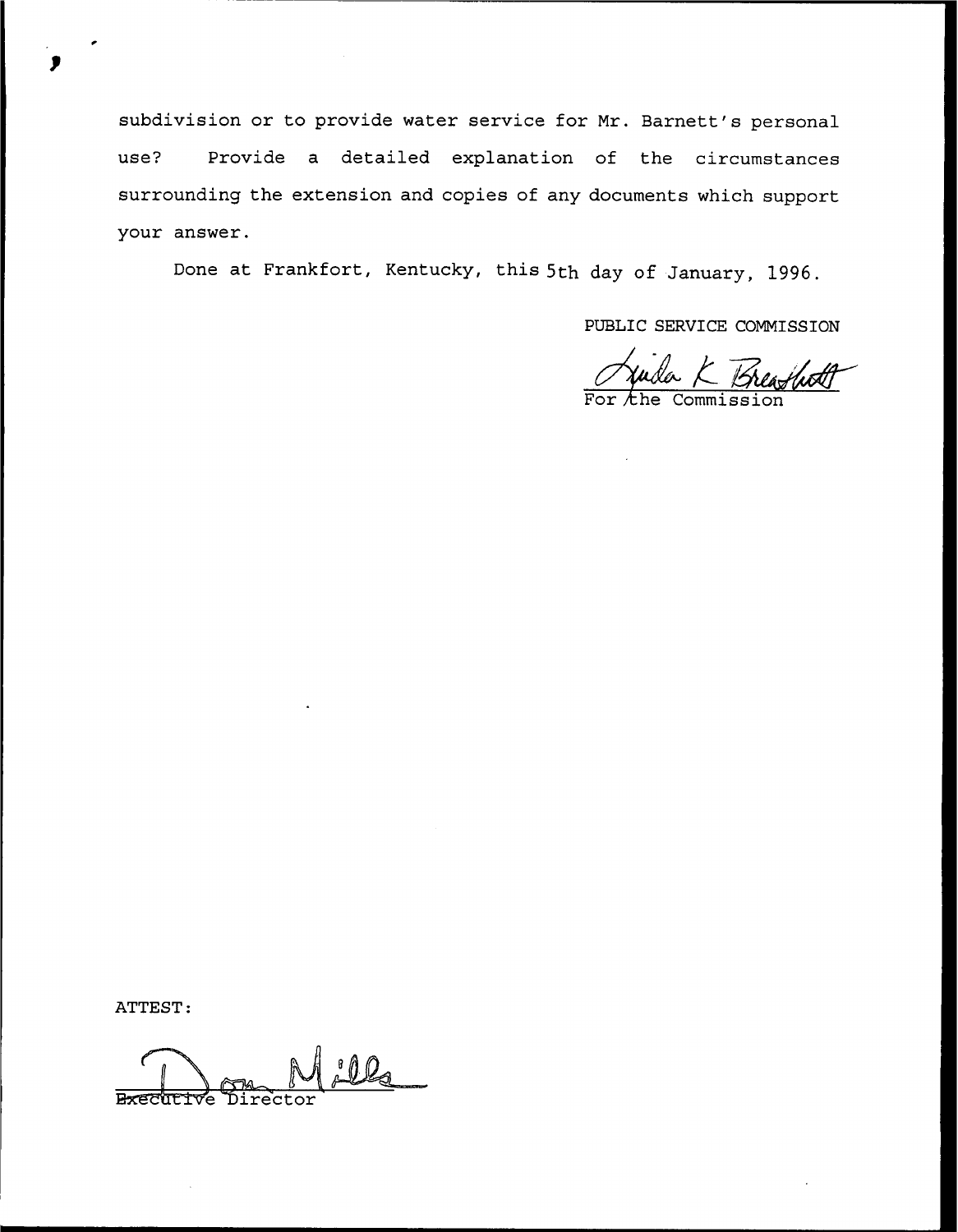subdivision or to provide water service for Mr. Barnett's personal use? Provide a detailed explanation of the circumstances surrounding the extension and copies of any documents which support your answer.

Done at Frankfort, Kentucky, this 5th day of January, 1996.

PUBLIC SERVICE COMMISSION

For the Commission

ATTEST:

Executive Director